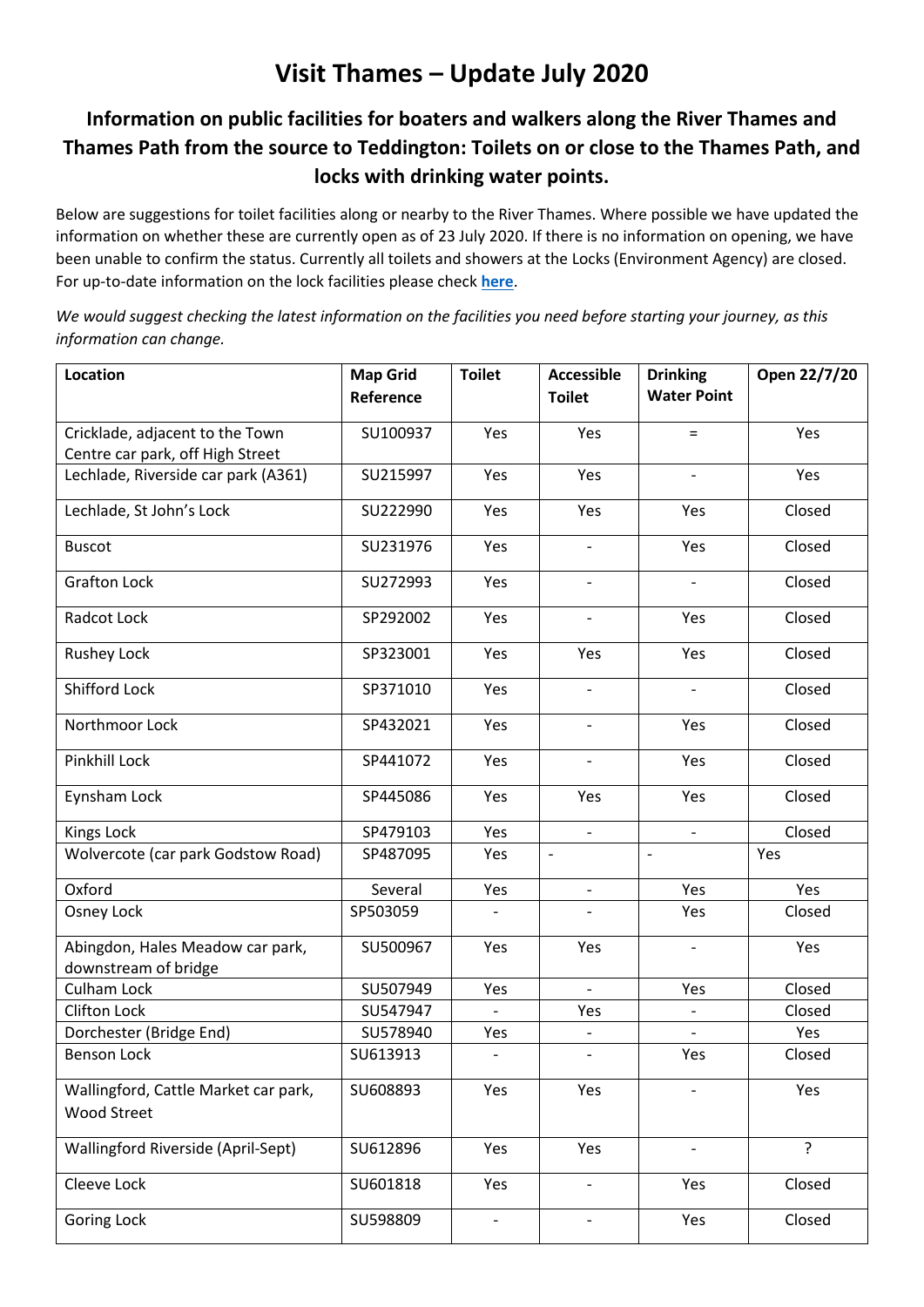# Visit Thames – Update July 2020

## Information on public facilities for boaters and walkers along the River Thames and Thames Path from the source to Teddington: Toilets on or close to the Thames Path, and locks with drinking water points.

Below are suggestions for toilet facilities along or nearby to the River Thames. Where possible we have updated the information on whether these are currently open as of 23 July 2020. If there is no information on opening, we have been unable to confirm the status. Currently all toilets and showers at the Locks (Environment Agency) are closed. For up-to-date information on the lock facilities please check **here**.

*We would suggest checking the latest information on the facilities you need before starting your journey, as this information can change.*

| Location | Map Grid Reference | Toilet | Accessible Toilet | Drinking Water Point | Open 22/7/20 |
|---|---|---|---|---|---|
| Cricklade, adjacent to the Town Centre car park, off High Street | SU100937 | Yes | Yes | = | Yes |
| Lechlade, Riverside car park (A361) | SU215997 | Yes | Yes | - | Yes |
| Lechlade, St John's Lock | SU222990 | Yes | Yes | Yes | Closed |
| Buscot | SU231976 | Yes | - | Yes | Closed |
| Grafton Lock | SU272993 | Yes | - | - | Closed |
| Radcot Lock | SP292002 | Yes | - | Yes | Closed |
| Rushey Lock | SP323001 | Yes | Yes | Yes | Closed |
| Shifford Lock | SP371010 | Yes | - | - | Closed |
| Northmoor Lock | SP432021 | Yes | - | Yes | Closed |
| Pinkhill Lock | SP441072 | Yes | - | Yes | Closed |
| Eynsham Lock | SP445086 | Yes | Yes | Yes | Closed |
| Kings Lock | SP479103 | Yes | - | - | Closed |
| Wolvercote (car park Godstow Road) | SP487095 | Yes | - | - | Yes |
| Oxford | Several | Yes | - | Yes | Yes |
| Osney Lock | SP503059 | - | - | Yes | Closed |
| Abingdon, Hales Meadow car park, downstream of bridge | SU500967 | Yes | Yes | - | Yes |
| Culham Lock | SU507949 | Yes | - | Yes | Closed |
| Clifton Lock | SU547947 | - | Yes | - | Closed |
| Dorchester (Bridge End) | SU578940 | Yes | - | - | Yes |
| Benson Lock | SU613913 | - | - | Yes | Closed |
| Wallingford, Cattle Market car park, Wood Street | SU608893 | Yes | Yes | - | Yes |
| Wallingford Riverside (April-Sept) | SU612896 | Yes | Yes | - | ? |
| Cleeve Lock | SU601818 | Yes | - | Yes | Closed |
| Goring Lock | SU598809 | - | - | Yes | Closed |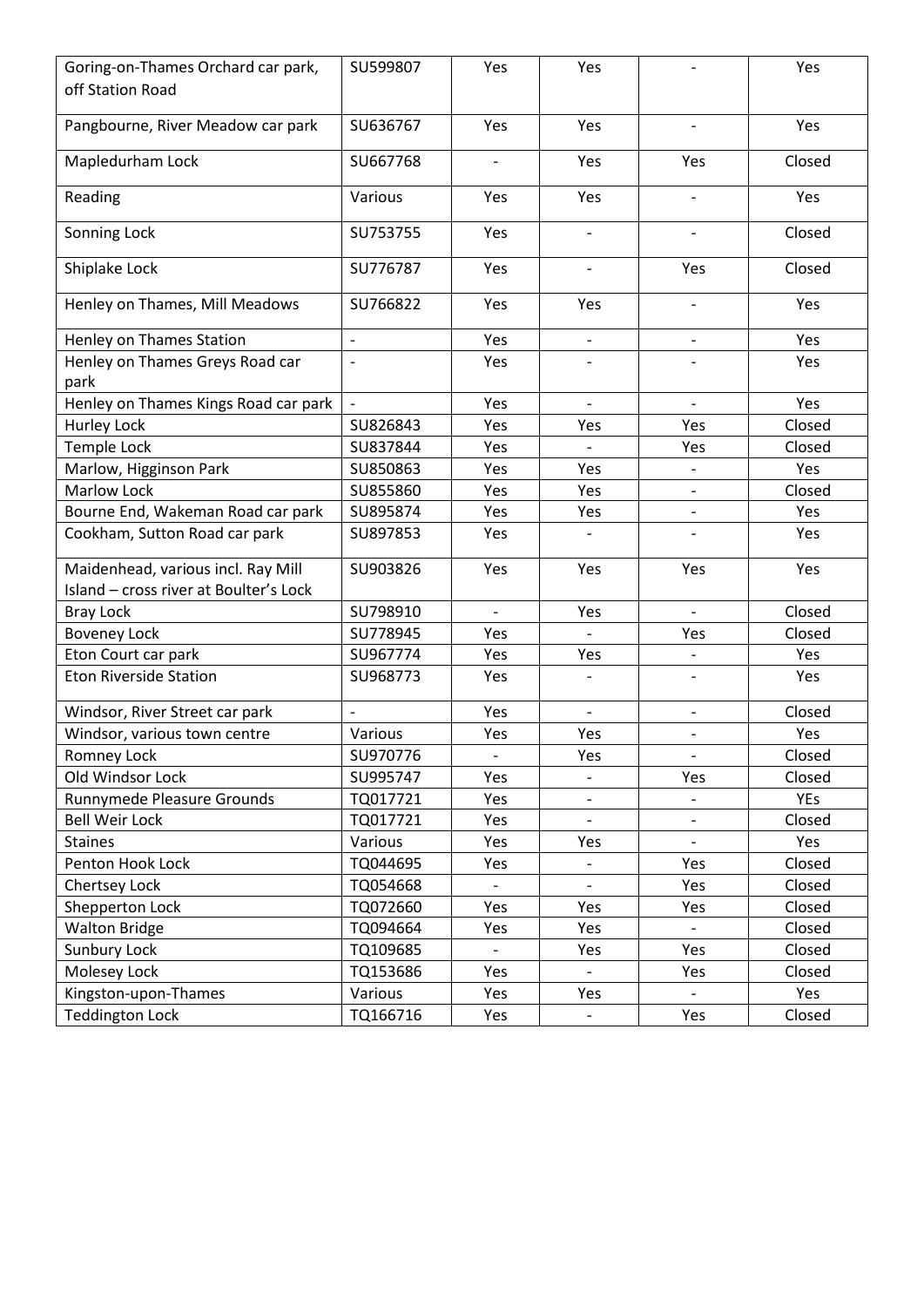| | | | | | |
|---|---|---|---|---|---|
| Goring-on-Thames Orchard car park, off Station Road | SU599807 | Yes | Yes | - | Yes |
| Pangbourne, River Meadow car park | SU636767 | Yes | Yes | - | Yes |
| Mapledurham Lock | SU667768 | - | Yes | Yes | Closed |
| Reading | Various | Yes | Yes | - | Yes |
| Sonning Lock | SU753755 | Yes | - | - | Closed |
| Shiplake Lock | SU776787 | Yes | - | Yes | Closed |
| Henley on Thames, Mill Meadows | SU766822 | Yes | Yes | - | Yes |
| Henley on Thames Station | - | Yes | - | - | Yes |
| Henley on Thames Greys Road car park | - | Yes | - | - | Yes |
| Henley on Thames Kings Road car park | - | Yes | - | - | Yes |
| Hurley Lock | SU826843 | Yes | Yes | Yes | Closed |
| Temple Lock | SU837844 | Yes | - | Yes | Closed |
| Marlow, Higginson Park | SU850863 | Yes | Yes | - | Yes |
| Marlow Lock | SU855860 | Yes | Yes | - | Closed |
| Bourne End, Wakeman Road car park | SU895874 | Yes | Yes | - | Yes |
| Cookham, Sutton Road car park | SU897853 | Yes | - | - | Yes |
| Maidenhead, various incl. Ray Mill Island – cross river at Boulter's Lock | SU903826 | Yes | Yes | Yes | Yes |
| Bray Lock | SU798910 | - | Yes | - | Closed |
| Boveney Lock | SU778945 | Yes | - | Yes | Closed |
| Eton Court car park | SU967774 | Yes | Yes | - | Yes |
| Eton Riverside Station | SU968773 | Yes | - | - | Yes |
| Windsor, River Street car park | - | Yes | - | - | Closed |
| Windsor, various town centre | Various | Yes | Yes | - | Yes |
| Romney Lock | SU970776 | - | Yes | - | Closed |
| Old Windsor Lock | SU995747 | Yes | - | Yes | Closed |
| Runnymede Pleasure Grounds | TQ017721 | Yes | - | - | YEs |
| Bell Weir Lock | TQ017721 | Yes | - | - | Closed |
| Staines | Various | Yes | Yes | - | Yes |
| Penton Hook Lock | TQ044695 | Yes | - | Yes | Closed |
| Chertsey Lock | TQ054668 | - | - | Yes | Closed |
| Shepperton Lock | TQ072660 | Yes | Yes | Yes | Closed |
| Walton Bridge | TQ094664 | Yes | Yes | - | Closed |
| Sunbury Lock | TQ109685 | - | Yes | Yes | Closed |
| Molesey Lock | TQ153686 | Yes | - | Yes | Closed |
| Kingston-upon-Thames | Various | Yes | Yes | - | Yes |
| Teddington Lock | TQ166716 | Yes | - | Yes | Closed |